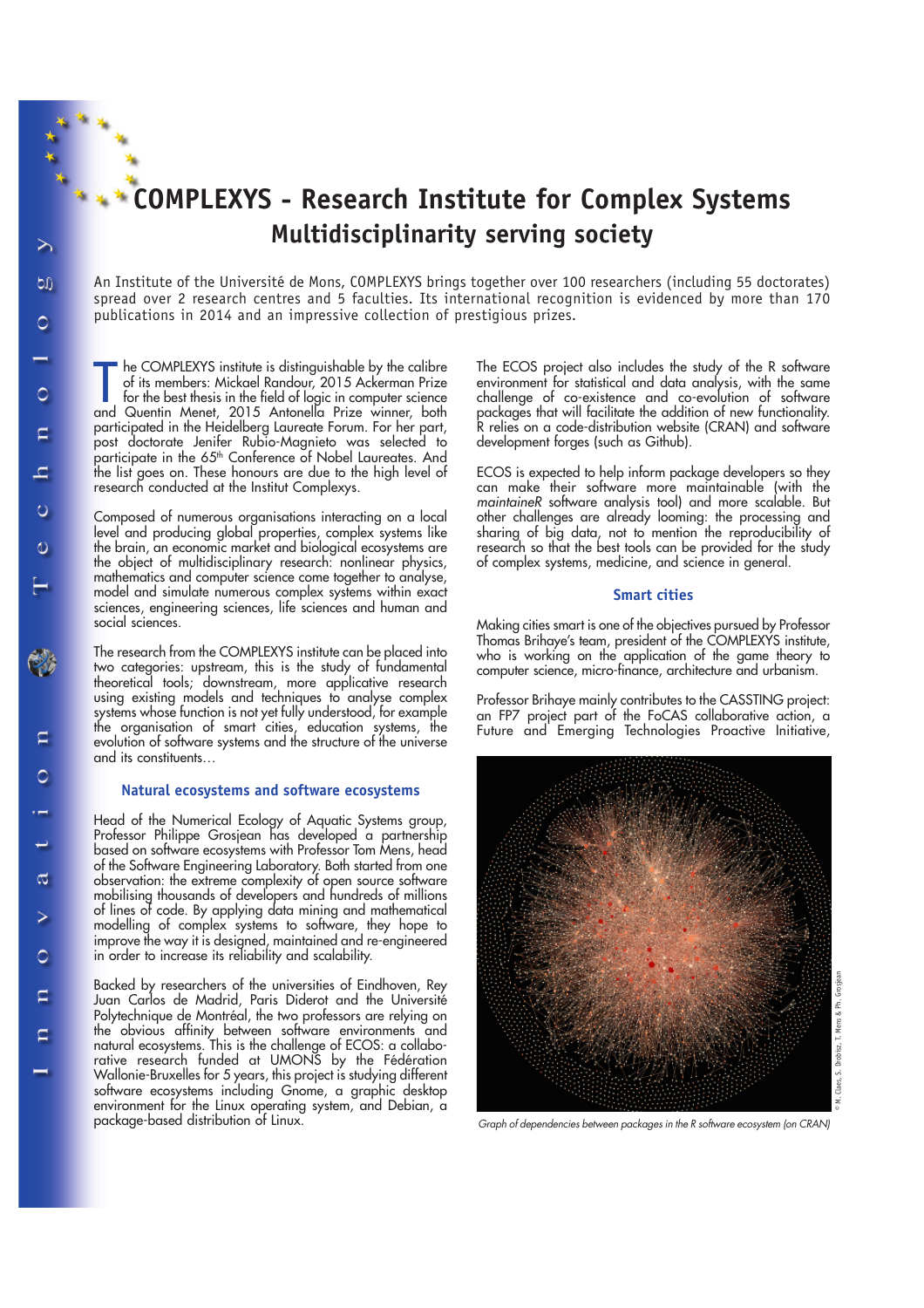# COMPLEXYS - Research Institute for Complex Systems

## Multidisciplinarity serving society

An Institute of the Université de Mons, COMPLEXYS brings together over 100 researchers (including 55 doctorates) spread over 2 research centres and 5 faculties. Its international recognition is evidenced by more than 170 publications in 2014 and an impressive collection of prestigious prizes.

The COMPLEXYS institute is distinguishable by the calibre of its members: Mickael Randour, 2015 Ackerman Prize for the best thesis in the field of logic in computer science and Quentin Menet, 2015 Antonella Prize winner, both participated in the Heidelberg Laureate Forum. For her part, post doctorate Jenifer Rubio-Magnieto was selected to participate in the 65th Conference of Nobel Laureates. And the list goes on. These honours are due to the high level of research conducted at the Institut Complexys.

Composed of numerous organisations interacting on a local level and producing global properties, complex systems like the brain, an economic market and biological ecosystems are the object of multidisciplinary research: nonlinear physics, mathematics and computer science come together to analyse, model and simulate numerous complex systems within exact sciences, engineering sciences, life sciences and human and social sciences.

The research from the COMPLEXYS institute can be placed into two categories: upstream, this is the study of fundamental theoretical tools; downstream, more applicative research using existing models and techniques to analyse complex systems whose function is not yet fully understood, for example the organisation of smart cities, education systems, the evolution of software systems and the structure of the universe and its constituents…

### Natural ecosystems and software ecosystems

Head of the Numerical Ecology of Aquatic Systems group, Professor Philippe Grosjean has developed a partnership based on software ecosystems with Professor Tom Mens, head of the Software Engineering Laboratory. Both started from one observation: the extreme complexity of open source software mobilising thousands of developers and hundreds of millions of lines of code. By applying data mining and mathematical modelling of complex systems to software, they hope to improve the way it is designed, maintained and re-engineered in order to increase its reliability and scalability.

Backed by researchers of the universities of Eindhoven, Rey Juan Carlos de Madrid, Paris Diderot and the Université Polytechnique de Montréal, the two professors are relying on the obvious affinity between software environments and natural ecosystems. This is the challenge of ECOS: a collaborative research funded at UMONS by the Fédération Wallonie-Bruxelles for 5 years, this project is studying different software ecosystems including Gnome, a graphic desktop environment for the Linux operating system, and Debian, a package-based distribution of Linux.

The ECOS project also includes the study of the R software environment for statistical and data analysis, with the same challenge of co-existence and co-evolution of software packages that will facilitate the addition of new functionality. R relies on a code-distribution website (CRAN) and software development forges (such as Github).

ECOS is expected to help inform package developers so they can make their software more maintainable (with the *maintaineR* software analysis tool) and more scalable. But other challenges are already looming: the processing and sharing of big data, not to mention the reproducibility of research so that the best tools can be provided for the study of complex systems, medicine, and science in general.

### Smart cities

Making cities smart is one of the objectives pursued by Professor Thomas Brihaye's team, president of the COMPLEXYS institute, who is working on the application of the game theory to computer science, micro-finance, architecture and urbanism.

Professor Brihaye mainly contributes to the CASSTING project: an FP7 project part of the FoCAS collaborative action, a Future and Emerging Technologies Proactive Initiative,

© M. Claes, S. Drobisz, T. Mens & Ph. Grosjean

*Graph of dependencies between packages in the R software ecosystem (on CRAN)*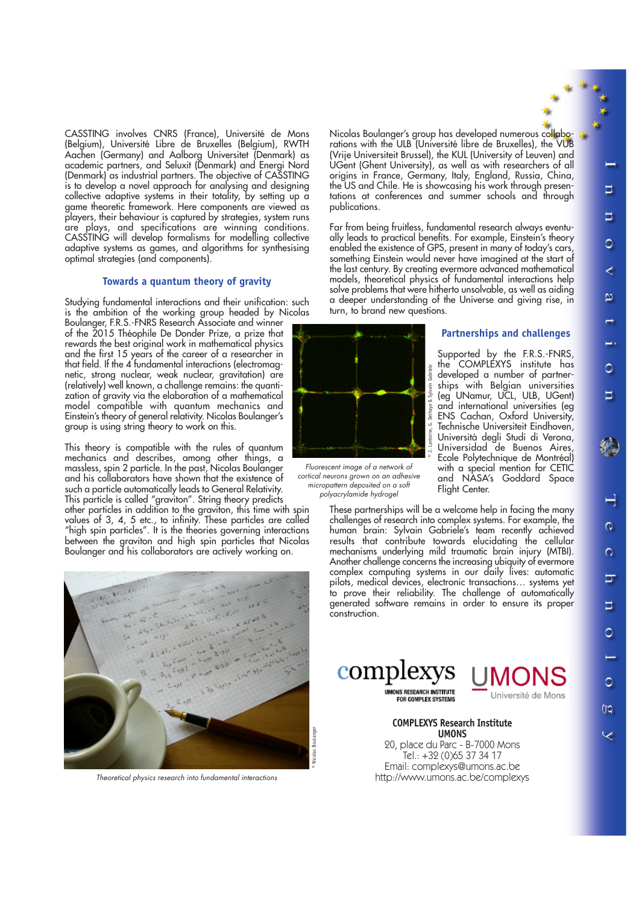CASSTING involves CNRS (France), Université de Mons (Belgium), Université Libre de Bruxelles (Belgium), RWTH Aachen (Germany) and Aalborg Universitet (Denmark) as academic partners, and Seluxit (Denmark) and Energi Nord (Denmark) as industrial partners. The objective of CASSTING is to develop a novel approach for analysing and designing collective adaptive systems in their totality, by setting up a game theoretic framework. Here components are viewed as players, their behaviour is captured by strategies, system runs are plays, and specifications are winning conditions. CASSTING will develop formalisms for modelling collective adaptive systems as games, and algorithms for synthesising optimal strategies (and components).

## Towards a quantum theory of gravity

Studying fundamental interactions and their unification: such is the ambition of the working group headed by Nicolas Boulanger, F.R.S.-FNRS Research Associate and winner of the 2015 Théophile De Donder Prize, a prize that rewards the best original work in mathematical physics and the first 15 years of the career of a researcher in that field. If the 4 fundamental interactions (electromagnetic, strong nuclear, weak nuclear, gravitation) are (relatively) well known, a challenge remains: the quantization of gravity via the elaboration of a mathematical model compatible with quantum mechanics and Einstein's theory of general relativity. Nicolas Boulanger's group is using string theory to work on this.

This theory is compatible with the rules of quantum mechanics and describes, among other things, a massless, spin 2 particle. In the past, Nicolas Boulanger and his collaborators have shown that the existence of such a particle automatically leads to General Relativity. This particle is called "graviton". String theory predicts other particles in addition to the graviton, this time with spin values of 3, 4, 5 etc., to infinity. These particles are called "high spin particles". It is the theories governing interactions between the graviton and high spin particles that Nicolas Boulanger and his collaborators are actively working on.

© Nicolas Boulanger

*Theoretical physics research into fundamental interactions*

Nicolas Boulanger's group has developed numerous collaborations with the ULB (Université libre de Bruxelles), the VUB (Vrije Universiteit Brussel), the KUL (University of Leuven) and UGent (Ghent University), as well as with researchers of all origins in France, Germany, Italy, England, Russia, China, the US and Chile. He is showcasing his work through presentations at conferences and summer schools and through publications.

Far from being fruitless, fundamental research always eventually leads to practical benefits. For example, Einstein's theory enabled the existence of GPS, present in many of today's cars, something Einstein would never have imagined at the start of the last century. By creating evermore advanced mathematical models, theoretical physics of fundamental interactions help solve problems that were hitherto unsolvable, as well as aiding a deeper understanding of the Universe and giving rise, in turn, to brand new questions.

© J. Lantoine, G. Delhaye & Sylvain Gabriele

*Fluorescent image of a network of cortical neurons grown on an adhesive micropattern deposited on a soft polyacrylamide hydrogel*

## Partnerships and challenges

Supported by the F.R.S.-FNRS, the COMPLEXYS institute has developed a number of partnerships with Belgian universities (eg UNamur, UCL, ULB, UGent) and international universities (eg ENS Cachan, Oxford University, Technische Universiteit Eindhoven, Università degli Studi di Verona, Universidad de Buenos Aires, Ecole Polytechnique de Montréal) with a special mention for CETIC and NASA's Goddard Space Flight Center.

These partnerships will be a welcome help in facing the many challenges of research into complex systems. For example, the human brain: Sylvain Gabriele's team recently achieved results that contribute towards elucidating the cellular mechanisms underlying mild traumatic brain injury (MTBI). Another challenge concerns the increasing ubiquity of evermore complex computing systems in our daily lives: automatic pilots, medical devices, electronic transactions… systems yet to prove their reliability. The challenge of automatically generated software remains in order to ensure its proper construction.

complexys – UMONS RESEARCH INSTITUTE FOR COMPLEX SYSTEMS

UMONS – Université de Mons

**COMPLEXYS Research Institute**
**UMONS**
20, place du Parc - B-7000 Mons
Tel.: +32 (0)65 37 34 17
Email: complexys@umons.ac.be
http://www.umons.ac.be/complexys